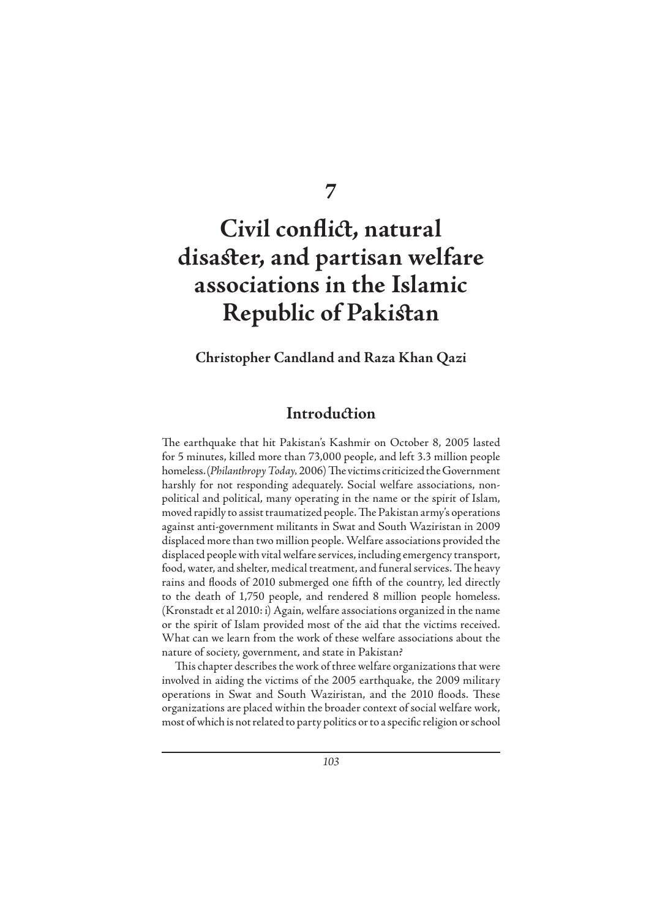# 7

# Civil conflict, natural disaster, and partisan welfare associations in the Islamic Republic of Pakistan

**Christopher Candland and Raza Khan Qazi**

## Introduction

The earthquake that hit Pakistan's Kashmir on October 8, 2005 lasted for 5 minutes, killed more than 73,000 people, and left 3.3 million people homeless. (*Philanthropy Today,* 2006) The victims criticized the Government harshly for not responding adequately. Social welfare associations, non-political and political, many operating in the name or the spirit of Islam, moved rapidly to assist traumatized people. The Pakistan army's operations against anti-government militants in Swat and South Waziristan in 2009 displaced more than two million people. Welfare associations provided the displaced people with vital welfare services, including emergency transport, food, water, and shelter, medical treatment, and funeral services. The heavy rains and floods of 2010 submerged one fifth of the country, led directly to the death of 1,750 people, and rendered 8 million people homeless. (Kronstadt et al 2010: i) Again, welfare associations organized in the name or the spirit of Islam provided most of the aid that the victims received. What can we learn from the work of these welfare associations about the nature of society, government, and state in Pakistan?

This chapter describes the work of three welfare organizations that were involved in aiding the victims of the 2005 earthquake, the 2009 military operations in Swat and South Waziristan, and the 2010 floods. These organizations are placed within the broader context of social welfare work, most of which is not related to party politics or to a specific religion or school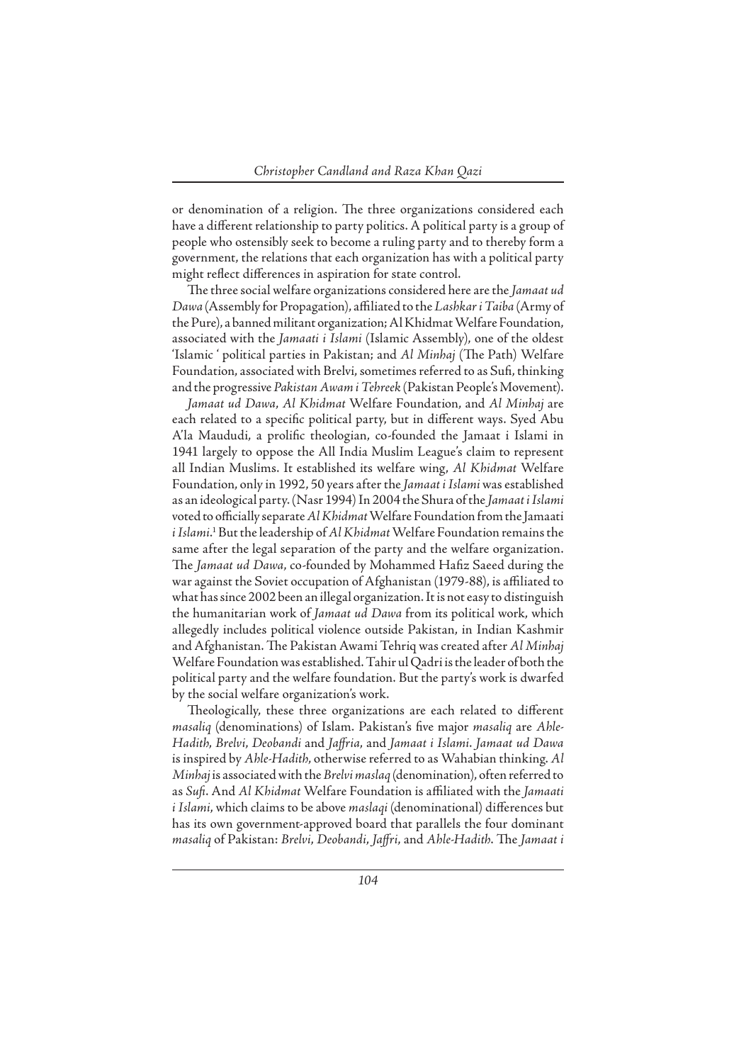or denomination of a religion. The three organizations considered each have a different relationship to party politics. A political party is a group of people who ostensibly seek to become a ruling party and to thereby form a government, the relations that each organization has with a political party might reflect differences in aspiration for state control.

The three social welfare organizations considered here are the *Jamaat ud Dawa* (Assembly for Propagation), affiliated to the *Lashkar i Taiba* (Army of the Pure), a banned militant organization; Al Khidmat Welfare Foundation, associated with the *Jamaati i Islami* (Islamic Assembly), one of the oldest 'Islamic ' political parties in Pakistan; and *Al Minhaj* (The Path) Welfare Foundation, associated with Brelvi, sometimes referred to as Sufi, thinking and the progressive *Pakistan Awam i Tehreek* (Pakistan People's Movement).

*Jamaat ud Dawa*, *Al Khidmat* Welfare Foundation, and *Al Minhaj* are each related to a specific political party, but in different ways. Syed Abu A'la Maududi, a prolific theologian, co-founded the Jamaat i Islami in 1941 largely to oppose the All India Muslim League's claim to represent all Indian Muslims. It established its welfare wing, *Al Khidmat* Welfare Foundation, only in 1992, 50 years after the *Jamaat i Islami* was established as an ideological party. (Nasr 1994) In 2004 the Shura of the *Jamaat i Islami* voted to officially separate *Al Khidmat* Welfare Foundation from the Jamaati *i Islami*.[1] But the leadership of *Al Khidmat* Welfare Foundation remains the same after the legal separation of the party and the welfare organization. The *Jamaat ud Dawa*, co-founded by Mohammed Hafiz Saeed during the war against the Soviet occupation of Afghanistan (1979-88), is affiliated to what has since 2002 been an illegal organization. It is not easy to distinguish the humanitarian work of *Jamaat ud Dawa* from its political work, which allegedly includes political violence outside Pakistan, in Indian Kashmir and Afghanistan. The Pakistan Awami Tehriq was created after *Al Minhaj* Welfare Foundation was established. Tahir ul Qadri is the leader of both the political party and the welfare foundation. But the party's work is dwarfed by the social welfare organization's work.

Theologically, these three organizations are each related to different *masaliq* (denominations) of Islam. Pakistan's five major *masaliq* are *Ahle-Hadith*, *Brelvi*, *Deobandi* and *Jaffria*, and *Jamaat i Islami*. *Jamaat ud Dawa* is inspired by *Ahle-Hadith*, otherwise referred to as Wahabian thinking. *Al Minhaj* is associated with the *Brelvi maslaq* (denomination), often referred to as *Sufi*. And *Al Khidmat* Welfare Foundation is affiliated with the *Jamaati i Islami*, which claims to be above *maslaqi* (denominational) differences but has its own government-approved board that parallels the four dominant *masaliq* of Pakistan: *Brelvi*, *Deobandi*, *Jaffri*, and *Ahle-Hadith*. The *Jamaat i*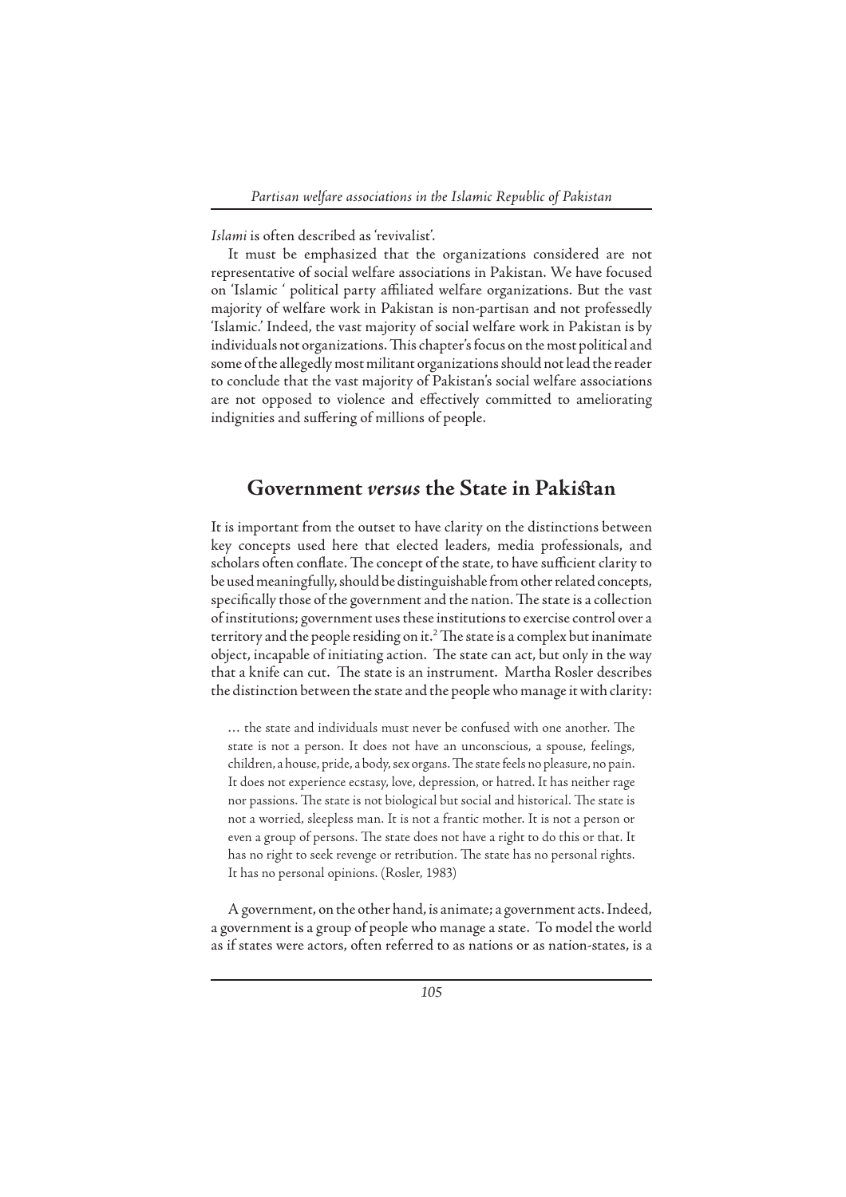*Islami* is often described as 'revivalist'.

It must be emphasized that the organizations considered are not representative of social welfare associations in Pakistan. We have focused on 'Islamic ' political party affiliated welfare organizations. But the vast majority of welfare work in Pakistan is non-partisan and not professedly 'Islamic.' Indeed, the vast majority of social welfare work in Pakistan is by individuals not organizations. This chapter's focus on the most political and some of the allegedly most militant organizations should not lead the reader to conclude that the vast majority of Pakistan's social welfare associations are not opposed to violence and effectively committed to ameliorating indignities and suffering of millions of people.

## Government *versus* the State in Pakistan

It is important from the outset to have clarity on the distinctions between key concepts used here that elected leaders, media professionals, and scholars often conflate. The concept of the state, to have sufficient clarity to be used meaningfully, should be distinguishable from other related concepts, specifically those of the government and the nation. The state is a collection of institutions; government uses these institutions to exercise control over a territory and the people residing on it.[2] The state is a complex but inanimate object, incapable of initiating action. The state can act, but only in the way that a knife can cut. The state is an instrument. Martha Rosler describes the distinction between the state and the people who manage it with clarity:

> … the state and individuals must never be confused with one another. The state is not a person. It does not have an unconscious, a spouse, feelings, children, a house, pride, a body, sex organs. The state feels no pleasure, no pain. It does not experience ecstasy, love, depression, or hatred. It has neither rage nor passions. The state is not biological but social and historical. The state is not a worried, sleepless man. It is not a frantic mother. It is not a person or even a group of persons. The state does not have a right to do this or that. It has no right to seek revenge or retribution. The state has no personal rights. It has no personal opinions. (Rosler, 1983)

A government, on the other hand, is animate; a government acts. Indeed, a government is a group of people who manage a state. To model the world as if states were actors, often referred to as nations or as nation-states, is a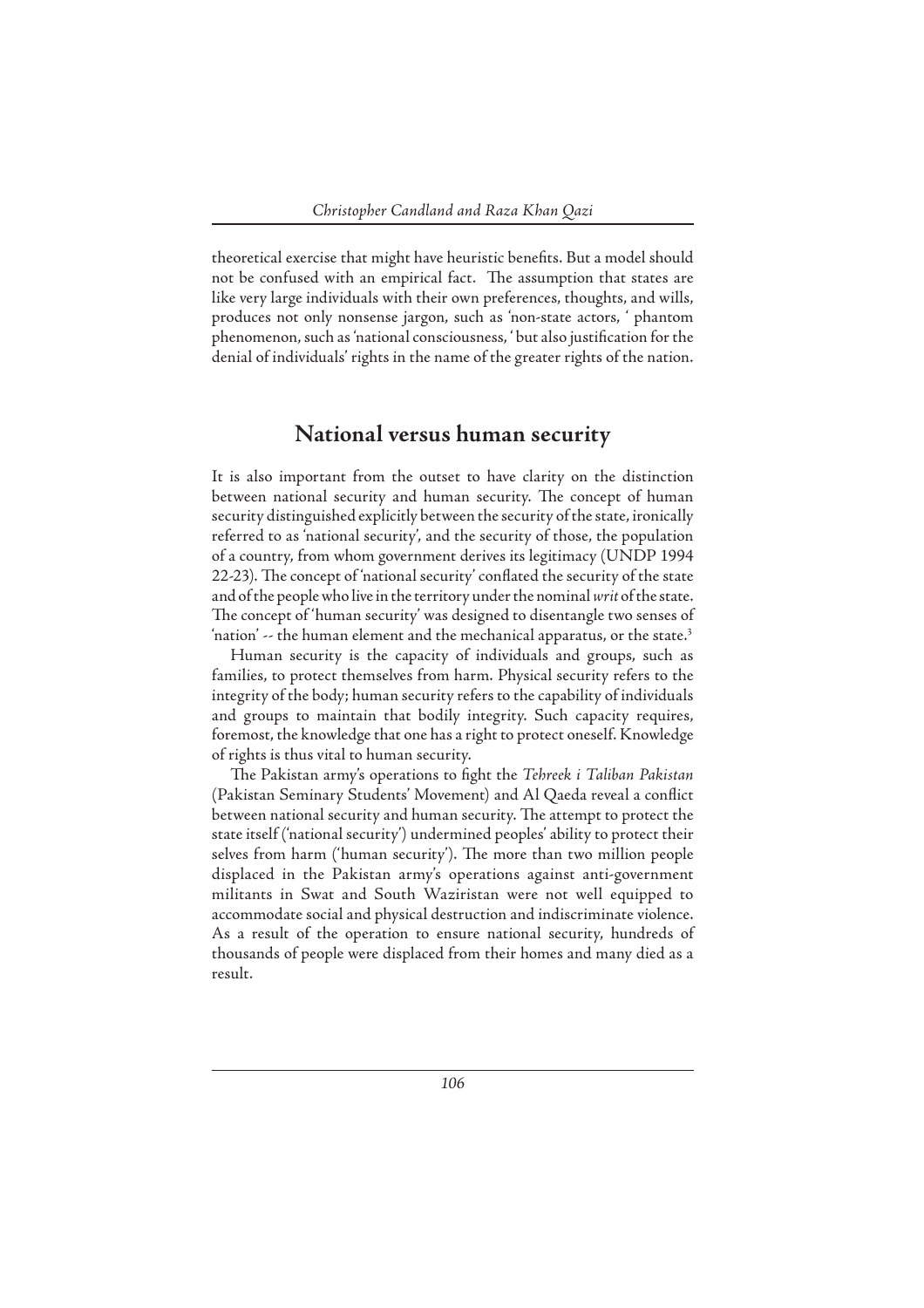theoretical exercise that might have heuristic benefits. But a model should not be confused with an empirical fact. The assumption that states are like very large individuals with their own preferences, thoughts, and wills, produces not only nonsense jargon, such as 'non-state actors, ' phantom phenomenon, such as 'national consciousness, ' but also justification for the denial of individuals' rights in the name of the greater rights of the nation.

## National versus human security

It is also important from the outset to have clarity on the distinction between national security and human security. The concept of human security distinguished explicitly between the security of the state, ironically referred to as 'national security', and the security of those, the population of a country, from whom government derives its legitimacy (UNDP 1994 22-23). The concept of 'national security' conflated the security of the state and of the people who live in the territory under the nominal *writ* of the state. The concept of 'human security' was designed to disentangle two senses of 'nation' -- the human element and the mechanical apparatus, or the state.[3]

Human security is the capacity of individuals and groups, such as families, to protect themselves from harm. Physical security refers to the integrity of the body; human security refers to the capability of individuals and groups to maintain that bodily integrity. Such capacity requires, foremost, the knowledge that one has a right to protect oneself. Knowledge of rights is thus vital to human security.

The Pakistan army's operations to fight the *Tehreek i Taliban Pakistan* (Pakistan Seminary Students' Movement) and Al Qaeda reveal a conflict between national security and human security. The attempt to protect the state itself ('national security') undermined peoples' ability to protect their selves from harm ('human security'). The more than two million people displaced in the Pakistan army's operations against anti-government militants in Swat and South Waziristan were not well equipped to accommodate social and physical destruction and indiscriminate violence. As a result of the operation to ensure national security, hundreds of thousands of people were displaced from their homes and many died as a result.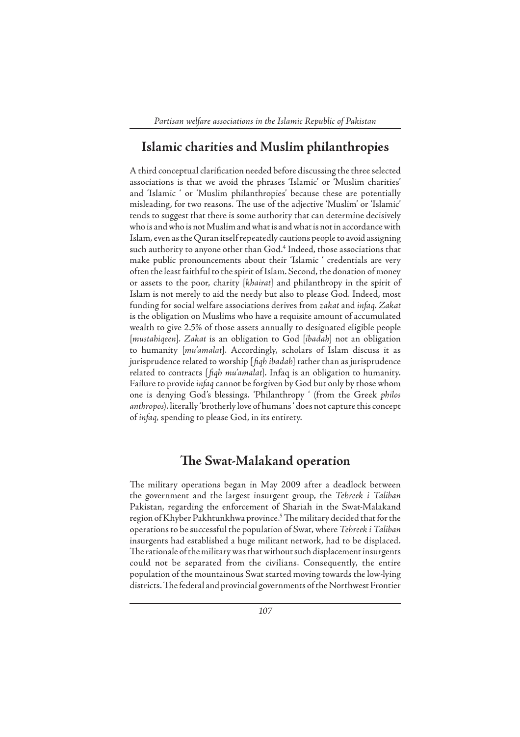## Islamic charities and Muslim philanthropies

A third conceptual clarification needed before discussing the three selected associations is that we avoid the phrases 'Islamic' or 'Muslim charities' and 'Islamic ' or 'Muslim philanthropies' because these are potentially misleading, for two reasons. The use of the adjective 'Muslim' or 'Islamic' tends to suggest that there is some authority that can determine decisively who is and who is not Muslim and what is and what is not in accordance with Islam, even as the Quran itself repeatedly cautions people to avoid assigning such authority to anyone other than God.[4] Indeed, those associations that make public pronouncements about their 'Islamic ' credentials are very often the least faithful to the spirit of Islam. Second, the donation of money or assets to the poor, charity [*khairat*] and philanthropy in the spirit of Islam is not merely to aid the needy but also to please God. Indeed, most funding for social welfare associations derives from *zakat* and *infaq*. *Zakat* is the obligation on Muslims who have a requisite amount of accumulated wealth to give 2.5% of those assets annually to designated eligible people [*mustahiqeen*]. *Zakat* is an obligation to God [*ibadah*] not an obligation to humanity [*mu'amalat*]. Accordingly, scholars of Islam discuss it as jurisprudence related to worship [*fiqh ibadah*] rather than as jurisprudence related to contracts [*fiqh mu'amalat*]. Infaq is an obligation to humanity. Failure to provide *infaq* cannot be forgiven by God but only by those whom one is denying God's blessings. 'Philanthropy ' (from the Greek *philos anthropos*). literally 'brotherly love of humans ' does not capture this concept of *infaq*, spending to please God, in its entirety.

## The Swat-Malakand operation

The military operations began in May 2009 after a deadlock between the government and the largest insurgent group, the *Tehreek i Taliban* Pakistan, regarding the enforcement of Shariah in the Swat-Malakand region of Khyber Pakhtunkhwa province.[5] The military decided that for the operations to be successful the population of Swat, where *Tehreek i Taliban* insurgents had established a huge militant network, had to be displaced. The rationale of the military was that without such displacement insurgents could not be separated from the civilians. Consequently, the entire population of the mountainous Swat started moving towards the low-lying districts. The federal and provincial governments of the Northwest Frontier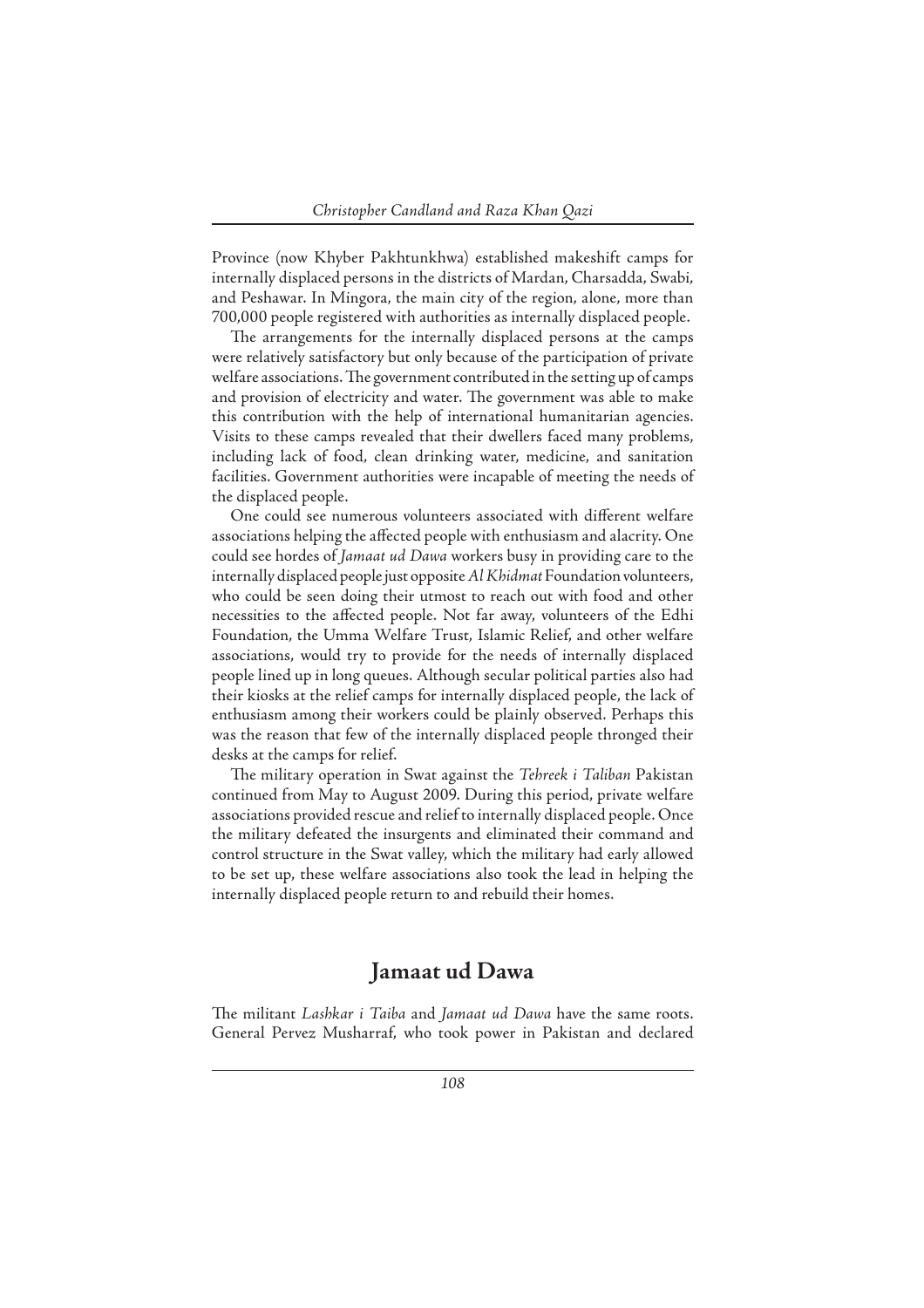Province (now Khyber Pakhtunkhwa) established makeshift camps for internally displaced persons in the districts of Mardan, Charsadda, Swabi, and Peshawar. In Mingora, the main city of the region, alone, more than 700,000 people registered with authorities as internally displaced people.

The arrangements for the internally displaced persons at the camps were relatively satisfactory but only because of the participation of private welfare associations. The government contributed in the setting up of camps and provision of electricity and water. The government was able to make this contribution with the help of international humanitarian agencies. Visits to these camps revealed that their dwellers faced many problems, including lack of food, clean drinking water, medicine, and sanitation facilities. Government authorities were incapable of meeting the needs of the displaced people.

One could see numerous volunteers associated with different welfare associations helping the affected people with enthusiasm and alacrity. One could see hordes of *Jamaat ud Dawa* workers busy in providing care to the internally displaced people just opposite *Al Khidmat* Foundation volunteers, who could be seen doing their utmost to reach out with food and other necessities to the affected people. Not far away, volunteers of the Edhi Foundation, the Umma Welfare Trust, Islamic Relief, and other welfare associations, would try to provide for the needs of internally displaced people lined up in long queues. Although secular political parties also had their kiosks at the relief camps for internally displaced people, the lack of enthusiasm among their workers could be plainly observed. Perhaps this was the reason that few of the internally displaced people thronged their desks at the camps for relief.

The military operation in Swat against the *Tehreek i Taliban* Pakistan continued from May to August 2009. During this period, private welfare associations provided rescue and relief to internally displaced people. Once the military defeated the insurgents and eliminated their command and control structure in the Swat valley, which the military had early allowed to be set up, these welfare associations also took the lead in helping the internally displaced people return to and rebuild their homes.

## Jamaat ud Dawa

The militant *Lashkar i Taiba* and *Jamaat ud Dawa* have the same roots. General Pervez Musharraf, who took power in Pakistan and declared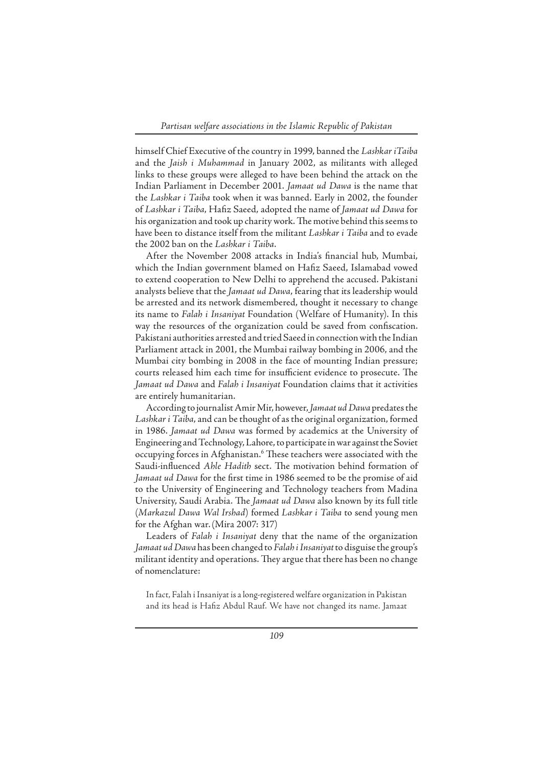himself Chief Executive of the country in 1999, banned the *Lashkar iTaiba* and the *Jaish i Muhammad* in January 2002, as militants with alleged links to these groups were alleged to have been behind the attack on the Indian Parliament in December 2001. *Jamaat ud Dawa* is the name that the *Lashkar i Taiba* took when it was banned. Early in 2002, the founder of *Lashkar i Taiba*, Hafiz Saeed, adopted the name of *Jamaat ud Dawa* for his organization and took up charity work. The motive behind this seems to have been to distance itself from the militant *Lashkar i Taiba* and to evade the 2002 ban on the *Lashkar i Taiba*.

After the November 2008 attacks in India's financial hub, Mumbai, which the Indian government blamed on Hafiz Saeed, Islamabad vowed to extend cooperation to New Delhi to apprehend the accused. Pakistani analysts believe that the *Jamaat ud Dawa*, fearing that its leadership would be arrested and its network dismembered, thought it necessary to change its name to *Falah i Insaniyat* Foundation (Welfare of Humanity). In this way the resources of the organization could be saved from confiscation. Pakistani authorities arrested and tried Saeed in connection with the Indian Parliament attack in 2001, the Mumbai railway bombing in 2006, and the Mumbai city bombing in 2008 in the face of mounting Indian pressure; courts released him each time for insufficient evidence to prosecute. The *Jamaat ud Dawa* and *Falah i Insaniyat* Foundation claims that it activities are entirely humanitarian.

According to journalist Amir Mir, however, *Jamaat ud Dawa* predates the *Lashkar i Taiba*, and can be thought of as the original organization, formed in 1986. *Jamaat ud Dawa* was formed by academics at the University of Engineering and Technology, Lahore, to participate in war against the Soviet occupying forces in Afghanistan.[6] These teachers were associated with the Saudi-influenced *Ahle Hadith* sect. The motivation behind formation of *Jamaat ud Dawa* for the first time in 1986 seemed to be the promise of aid to the University of Engineering and Technology teachers from Madina University, Saudi Arabia. The *Jamaat ud Dawa* also known by its full title (*Markazul Dawa Wal Irshad*) formed *Lashkar i Taiba* to send young men for the Afghan war. (Mira 2007: 317)

Leaders of *Falah i Insaniyat* deny that the name of the organization *Jamaat ud Dawa* has been changed to *Falah i Insaniyat* to disguise the group's militant identity and operations. They argue that there has been no change of nomenclature:

> In fact, Falah i Insaniyat is a long-registered welfare organization in Pakistan and its head is Hafiz Abdul Rauf. We have not changed its name. Jamaat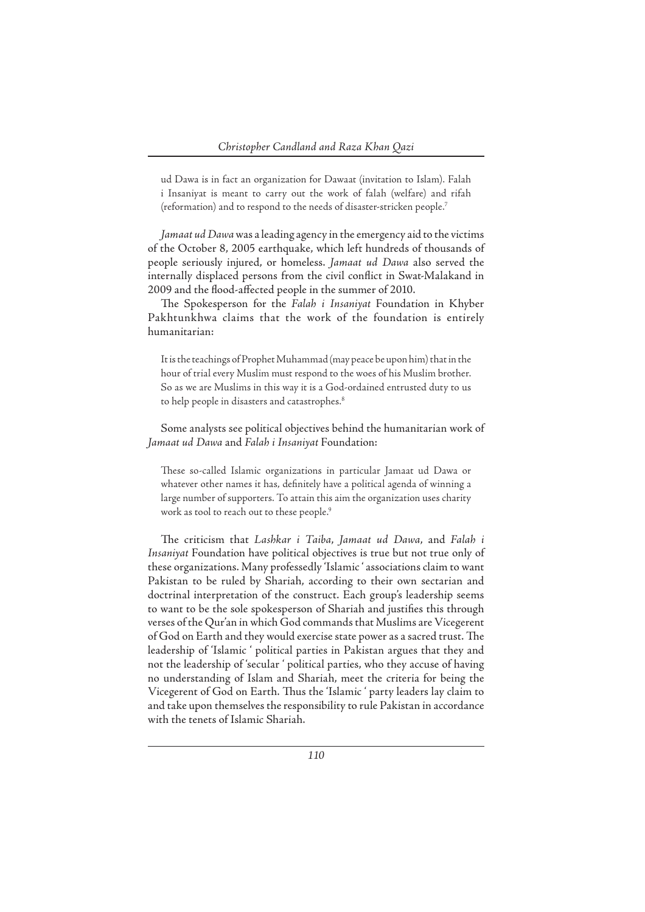> ud Dawa is in fact an organization for Dawaat (invitation to Islam). Falah i Insaniyat is meant to carry out the work of falah (welfare) and rifah (reformation) and to respond to the needs of disaster-stricken people.[7]

*Jamaat ud Dawa* was a leading agency in the emergency aid to the victims of the October 8, 2005 earthquake, which left hundreds of thousands of people seriously injured, or homeless. *Jamaat ud Dawa* also served the internally displaced persons from the civil conflict in Swat-Malakand in 2009 and the flood-affected people in the summer of 2010.

The Spokesperson for the *Falah i Insaniyat* Foundation in Khyber Pakhtunkhwa claims that the work of the foundation is entirely humanitarian:

> It is the teachings of Prophet Muhammad (may peace be upon him) that in the hour of trial every Muslim must respond to the woes of his Muslim brother. So as we are Muslims in this way it is a God-ordained entrusted duty to us to help people in disasters and catastrophes.[8]

Some analysts see political objectives behind the humanitarian work of *Jamaat ud Dawa* and *Falah i Insaniyat* Foundation:

> These so-called Islamic organizations in particular Jamaat ud Dawa or whatever other names it has, definitely have a political agenda of winning a large number of supporters. To attain this aim the organization uses charity work as tool to reach out to these people.[9]

The criticism that *Lashkar i Taiba*, *Jamaat ud Dawa*, and *Falah i Insaniyat* Foundation have political objectives is true but not true only of these organizations. Many professedly 'Islamic ' associations claim to want Pakistan to be ruled by Shariah, according to their own sectarian and doctrinal interpretation of the construct. Each group's leadership seems to want to be the sole spokesperson of Shariah and justifies this through verses of the Qur'an in which God commands that Muslims are Vicegerent of God on Earth and they would exercise state power as a sacred trust. The leadership of 'Islamic ' political parties in Pakistan argues that they and not the leadership of 'secular ' political parties, who they accuse of having no understanding of Islam and Shariah, meet the criteria for being the Vicegerent of God on Earth. Thus the 'Islamic ' party leaders lay claim to and take upon themselves the responsibility to rule Pakistan in accordance with the tenets of Islamic Shariah.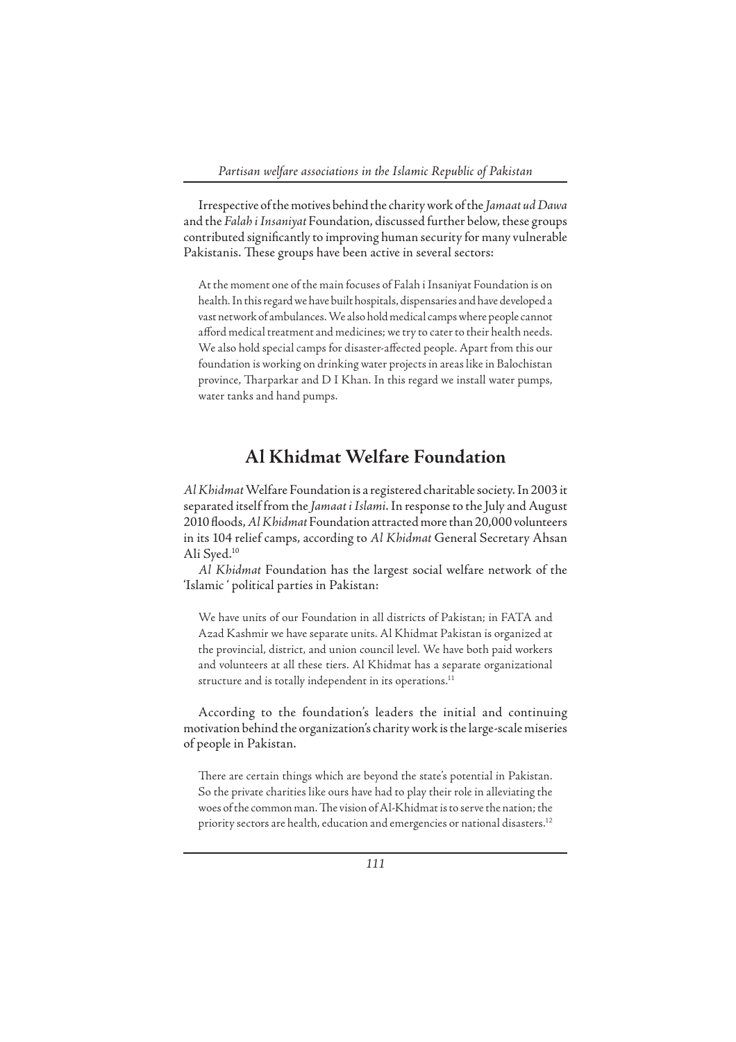Irrespective of the motives behind the charity work of the *Jamaat ud Dawa* and the *Falah i Insaniyat* Foundation, discussed further below, these groups contributed significantly to improving human security for many vulnerable Pakistanis. These groups have been active in several sectors:

> At the moment one of the main focuses of Falah i Insaniyat Foundation is on health. In this regard we have built hospitals, dispensaries and have developed a vast network of ambulances. We also hold medical camps where people cannot afford medical treatment and medicines; we try to cater to their health needs. We also hold special camps for disaster-affected people. Apart from this our foundation is working on drinking water projects in areas like in Balochistan province, Tharparkar and D I Khan. In this regard we install water pumps, water tanks and hand pumps.

## Al Khidmat Welfare Foundation

*Al Khidmat* Welfare Foundation is a registered charitable society. In 2003 it separated itself from the *Jamaat i Islami*. In response to the July and August 2010 floods, *Al Khidmat* Foundation attracted more than 20,000 volunteers in its 104 relief camps, according to *Al Khidmat* General Secretary Ahsan Ali Syed.[10]

*Al Khidmat* Foundation has the largest social welfare network of the 'Islamic ' political parties in Pakistan:

> We have units of our Foundation in all districts of Pakistan; in FATA and Azad Kashmir we have separate units. Al Khidmat Pakistan is organized at the provincial, district, and union council level. We have both paid workers and volunteers at all these tiers. Al Khidmat has a separate organizational structure and is totally independent in its operations.[11]

According to the foundation's leaders the initial and continuing motivation behind the organization's charity work is the large-scale miseries of people in Pakistan.

> There are certain things which are beyond the state's potential in Pakistan. So the private charities like ours have had to play their role in alleviating the woes of the common man. The vision of Al-Khidmat is to serve the nation; the priority sectors are health, education and emergencies or national disasters.[12]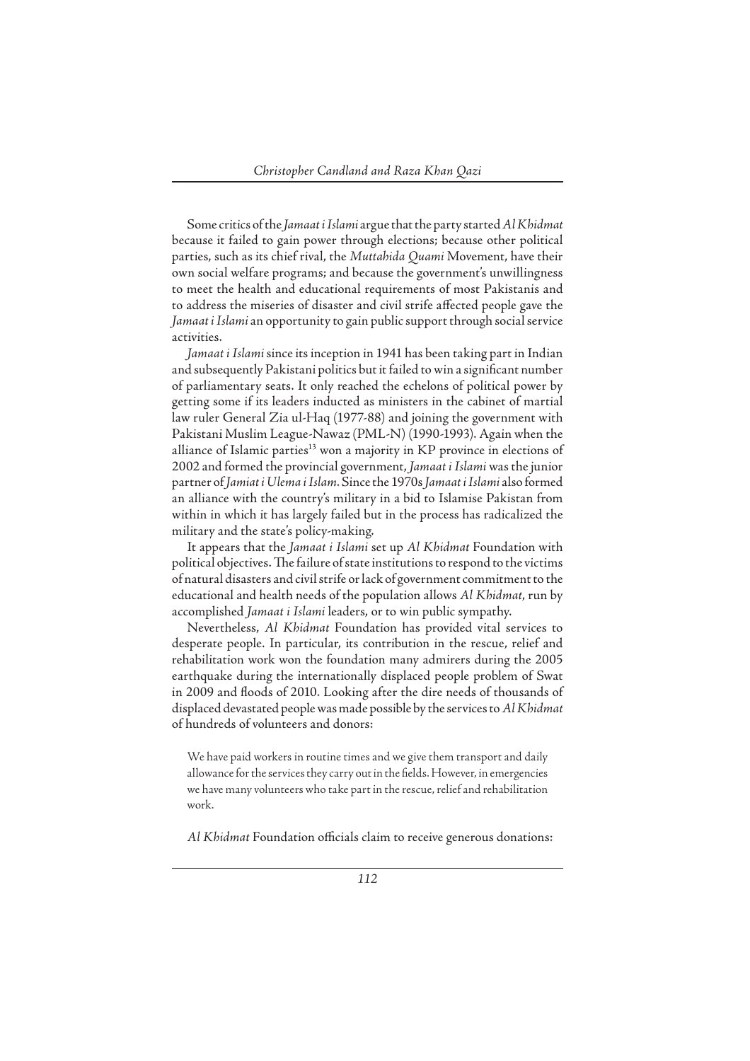Some critics of the *Jamaat i Islami* argue that the party started *Al Khidmat* because it failed to gain power through elections; because other political parties, such as its chief rival, the *Muttahida Quami* Movement, have their own social welfare programs; and because the government's unwillingness to meet the health and educational requirements of most Pakistanis and to address the miseries of disaster and civil strife affected people gave the *Jamaat i Islami* an opportunity to gain public support through social service activities.

*Jamaat i Islami* since its inception in 1941 has been taking part in Indian and subsequently Pakistani politics but it failed to win a significant number of parliamentary seats. It only reached the echelons of political power by getting some if its leaders inducted as ministers in the cabinet of martial law ruler General Zia ul-Haq (1977-88) and joining the government with Pakistani Muslim League-Nawaz (PML-N) (1990-1993). Again when the alliance of Islamic parties[13] won a majority in KP province in elections of 2002 and formed the provincial government, *Jamaat i Islami* was the junior partner of *Jamiat i Ulema i Islam*. Since the 1970s *Jamaat i Islami* also formed an alliance with the country's military in a bid to Islamise Pakistan from within in which it has largely failed but in the process has radicalized the military and the state's policy-making.

It appears that the *Jamaat i Islami* set up *Al Khidmat* Foundation with political objectives. The failure of state institutions to respond to the victims of natural disasters and civil strife or lack of government commitment to the educational and health needs of the population allows *Al Khidmat*, run by accomplished *Jamaat i Islami* leaders, or to win public sympathy.

Nevertheless, *Al Khidmat* Foundation has provided vital services to desperate people. In particular, its contribution in the rescue, relief and rehabilitation work won the foundation many admirers during the 2005 earthquake during the internationally displaced people problem of Swat in 2009 and floods of 2010. Looking after the dire needs of thousands of displaced devastated people was made possible by the services to *Al Khidmat* of hundreds of volunteers and donors:

> We have paid workers in routine times and we give them transport and daily allowance for the services they carry out in the fields. However, in emergencies we have many volunteers who take part in the rescue, relief and rehabilitation work.

*Al Khidmat* Foundation officials claim to receive generous donations: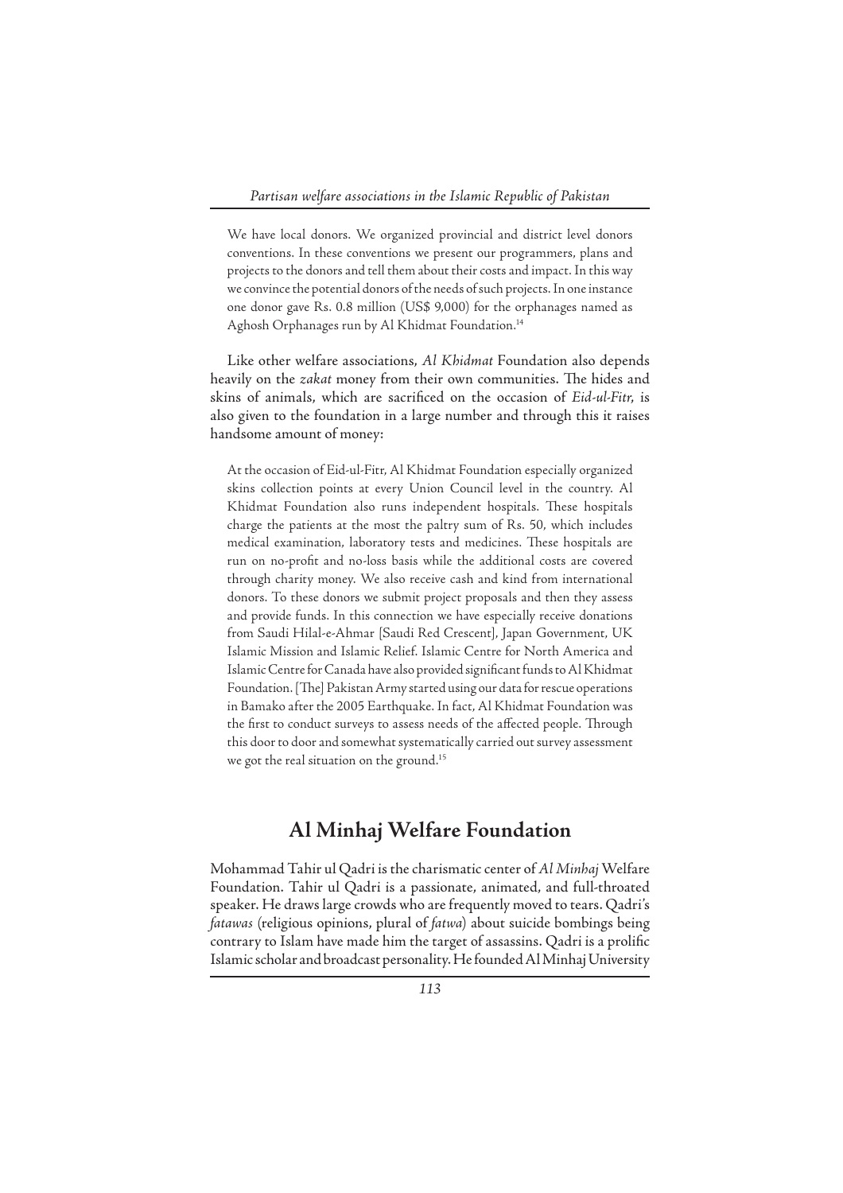> We have local donors. We organized provincial and district level donors conventions. In these conventions we present our programmers, plans and projects to the donors and tell them about their costs and impact. In this way we convince the potential donors of the needs of such projects. In one instance one donor gave Rs. 0.8 million (US$ 9,000) for the orphanages named as Aghosh Orphanages run by Al Khidmat Foundation.[14]

Like other welfare associations, *Al Khidmat* Foundation also depends heavily on the *zakat* money from their own communities. The hides and skins of animals, which are sacrificed on the occasion of *Eid-ul-Fitr*, is also given to the foundation in a large number and through this it raises handsome amount of money:

> At the occasion of Eid-ul-Fitr, Al Khidmat Foundation especially organized skins collection points at every Union Council level in the country. Al Khidmat Foundation also runs independent hospitals. These hospitals charge the patients at the most the paltry sum of Rs. 50, which includes medical examination, laboratory tests and medicines. These hospitals are run on no-profit and no-loss basis while the additional costs are covered through charity money. We also receive cash and kind from international donors. To these donors we submit project proposals and then they assess and provide funds. In this connection we have especially receive donations from Saudi Hilal-e-Ahmar [Saudi Red Crescent], Japan Government, UK Islamic Mission and Islamic Relief. Islamic Centre for North America and Islamic Centre for Canada have also provided significant funds to Al Khidmat Foundation. [The] Pakistan Army started using our data for rescue operations in Bamako after the 2005 Earthquake. In fact, Al Khidmat Foundation was the first to conduct surveys to assess needs of the affected people. Through this door to door and somewhat systematically carried out survey assessment we got the real situation on the ground.[15]

## Al Minhaj Welfare Foundation

Mohammad Tahir ul Qadri is the charismatic center of *Al Minhaj* Welfare Foundation. Tahir ul Qadri is a passionate, animated, and full-throated speaker. He draws large crowds who are frequently moved to tears. Qadri's *fatawas* (religious opinions, plural of *fatwa*) about suicide bombings being contrary to Islam have made him the target of assassins. Qadri is a prolific Islamic scholar and broadcast personality. He founded Al Minhaj University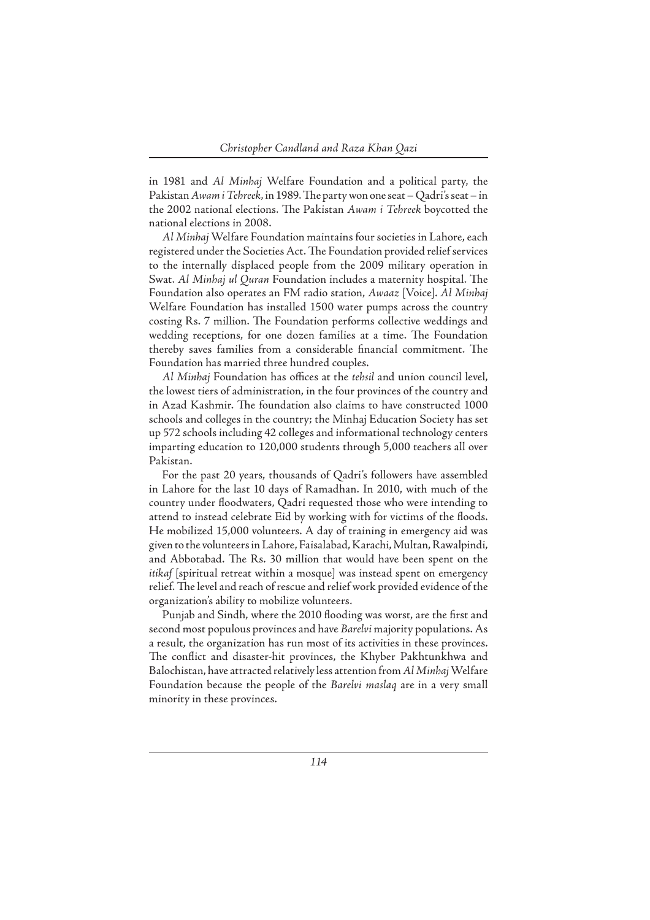in 1981 and *Al Minhaj* Welfare Foundation and a political party, the Pakistan *Awam i Tehreek*, in 1989. The party won one seat – Qadri's seat – in the 2002 national elections. The Pakistan *Awam i Tehreek* boycotted the national elections in 2008.

*Al Minhaj* Welfare Foundation maintains four societies in Lahore, each registered under the Societies Act. The Foundation provided relief services to the internally displaced people from the 2009 military operation in Swat. *Al Minhaj ul Quran* Foundation includes a maternity hospital. The Foundation also operates an FM radio station, *Awaaz* [Voice]. *Al Minhaj* Welfare Foundation has installed 1500 water pumps across the country costing Rs. 7 million. The Foundation performs collective weddings and wedding receptions, for one dozen families at a time. The Foundation thereby saves families from a considerable financial commitment. The Foundation has married three hundred couples.

*Al Minhaj* Foundation has offices at the *tehsil* and union council level, the lowest tiers of administration, in the four provinces of the country and in Azad Kashmir. The foundation also claims to have constructed 1000 schools and colleges in the country; the Minhaj Education Society has set up 572 schools including 42 colleges and informational technology centers imparting education to 120,000 students through 5,000 teachers all over Pakistan.

For the past 20 years, thousands of Qadri's followers have assembled in Lahore for the last 10 days of Ramadhan. In 2010, with much of the country under floodwaters, Qadri requested those who were intending to attend to instead celebrate Eid by working with for victims of the floods. He mobilized 15,000 volunteers. A day of training in emergency aid was given to the volunteers in Lahore, Faisalabad, Karachi, Multan, Rawalpindi, and Abbotabad. The Rs. 30 million that would have been spent on the *itikaf* [spiritual retreat within a mosque] was instead spent on emergency relief. The level and reach of rescue and relief work provided evidence of the organization's ability to mobilize volunteers.

Punjab and Sindh, where the 2010 flooding was worst, are the first and second most populous provinces and have *Barelvi* majority populations. As a result, the organization has run most of its activities in these provinces. The conflict and disaster-hit provinces, the Khyber Pakhtunkhwa and Balochistan, have attracted relatively less attention from *Al Minhaj* Welfare Foundation because the people of the *Barelvi maslaq* are in a very small minority in these provinces.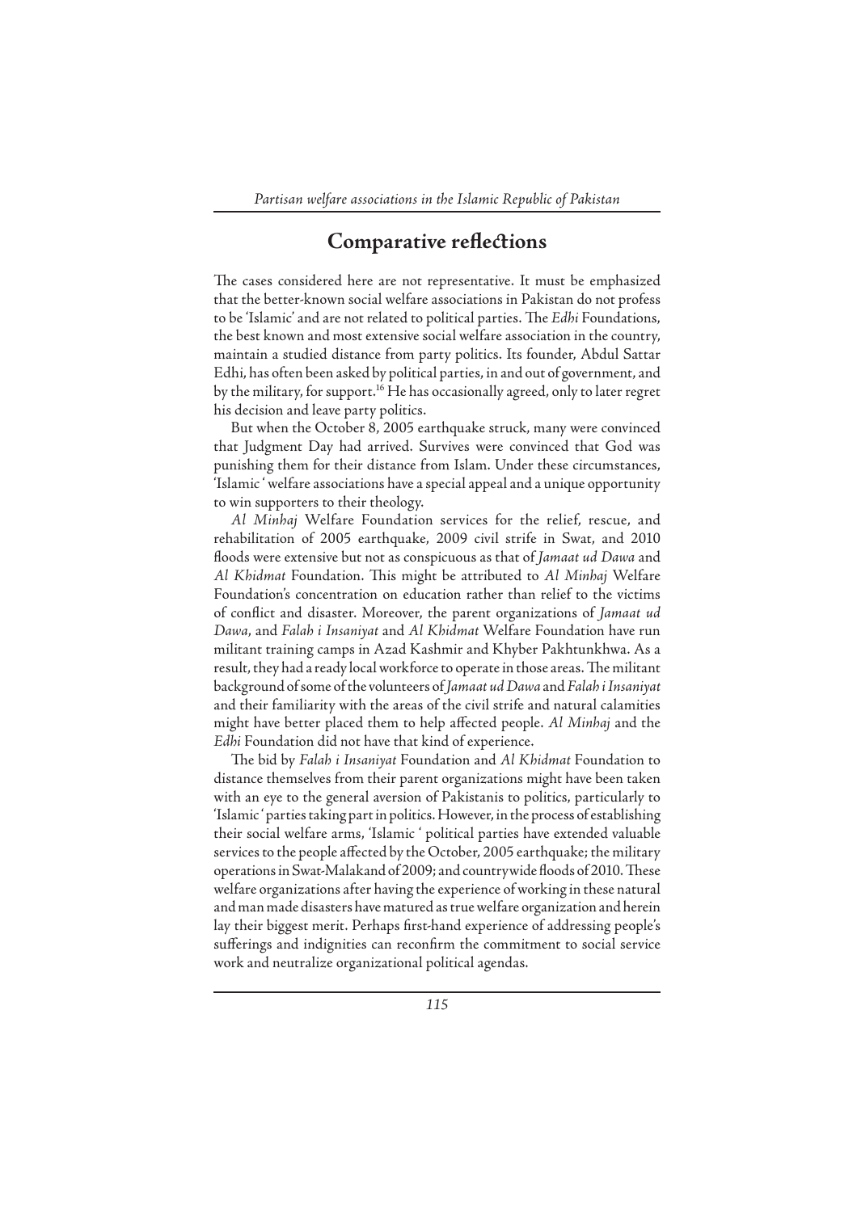## Comparative reflections

The cases considered here are not representative. It must be emphasized that the better-known social welfare associations in Pakistan do not profess to be 'Islamic' and are not related to political parties. The *Edhi* Foundations, the best known and most extensive social welfare association in the country, maintain a studied distance from party politics. Its founder, Abdul Sattar Edhi, has often been asked by political parties, in and out of government, and by the military, for support.[16] He has occasionally agreed, only to later regret his decision and leave party politics.

But when the October 8, 2005 earthquake struck, many were convinced that Judgment Day had arrived. Survives were convinced that God was punishing them for their distance from Islam. Under these circumstances, 'Islamic ' welfare associations have a special appeal and a unique opportunity to win supporters to their theology.

*Al Minhaj* Welfare Foundation services for the relief, rescue, and rehabilitation of 2005 earthquake, 2009 civil strife in Swat, and 2010 floods were extensive but not as conspicuous as that of *Jamaat ud Dawa* and *Al Khidmat* Foundation. This might be attributed to *Al Minhaj* Welfare Foundation's concentration on education rather than relief to the victims of conflict and disaster. Moreover, the parent organizations of *Jamaat ud Dawa*, and *Falah i Insaniyat* and *Al Khidmat* Welfare Foundation have run militant training camps in Azad Kashmir and Khyber Pakhtunkhwa. As a result, they had a ready local workforce to operate in those areas. The militant background of some of the volunteers of *Jamaat ud Dawa* and *Falah i Insaniyat* and their familiarity with the areas of the civil strife and natural calamities might have better placed them to help affected people. *Al Minhaj* and the *Edhi* Foundation did not have that kind of experience.

The bid by *Falah i Insaniyat* Foundation and *Al Khidmat* Foundation to distance themselves from their parent organizations might have been taken with an eye to the general aversion of Pakistanis to politics, particularly to 'Islamic ' parties taking part in politics. However, in the process of establishing their social welfare arms, 'Islamic ' political parties have extended valuable services to the people affected by the October, 2005 earthquake; the military operations in Swat-Malakand of 2009; and countrywide floods of 2010. These welfare organizations after having the experience of working in these natural and man made disasters have matured as true welfare organization and herein lay their biggest merit. Perhaps first-hand experience of addressing people's sufferings and indignities can reconfirm the commitment to social service work and neutralize organizational political agendas.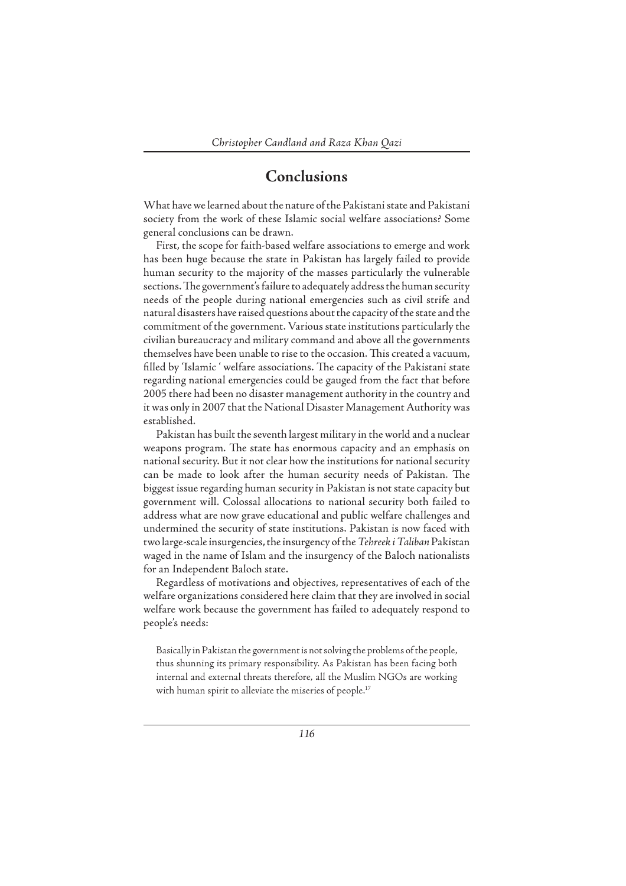## Conclusions

What have we learned about the nature of the Pakistani state and Pakistani society from the work of these Islamic social welfare associations? Some general conclusions can be drawn.

First, the scope for faith-based welfare associations to emerge and work has been huge because the state in Pakistan has largely failed to provide human security to the majority of the masses particularly the vulnerable sections. The government's failure to adequately address the human security needs of the people during national emergencies such as civil strife and natural disasters have raised questions about the capacity of the state and the commitment of the government. Various state institutions particularly the civilian bureaucracy and military command and above all the governments themselves have been unable to rise to the occasion. This created a vacuum, filled by 'Islamic ' welfare associations. The capacity of the Pakistani state regarding national emergencies could be gauged from the fact that before 2005 there had been no disaster management authority in the country and it was only in 2007 that the National Disaster Management Authority was established.

Pakistan has built the seventh largest military in the world and a nuclear weapons program. The state has enormous capacity and an emphasis on national security. But it not clear how the institutions for national security can be made to look after the human security needs of Pakistan. The biggest issue regarding human security in Pakistan is not state capacity but government will. Colossal allocations to national security both failed to address what are now grave educational and public welfare challenges and undermined the security of state institutions. Pakistan is now faced with two large-scale insurgencies, the insurgency of the *Tehreek i Taliban* Pakistan waged in the name of Islam and the insurgency of the Baloch nationalists for an Independent Baloch state.

Regardless of motivations and objectives, representatives of each of the welfare organizations considered here claim that they are involved in social welfare work because the government has failed to adequately respond to people's needs:

> Basically in Pakistan the government is not solving the problems of the people, thus shunning its primary responsibility. As Pakistan has been facing both internal and external threats therefore, all the Muslim NGOs are working with human spirit to alleviate the miseries of people.[17]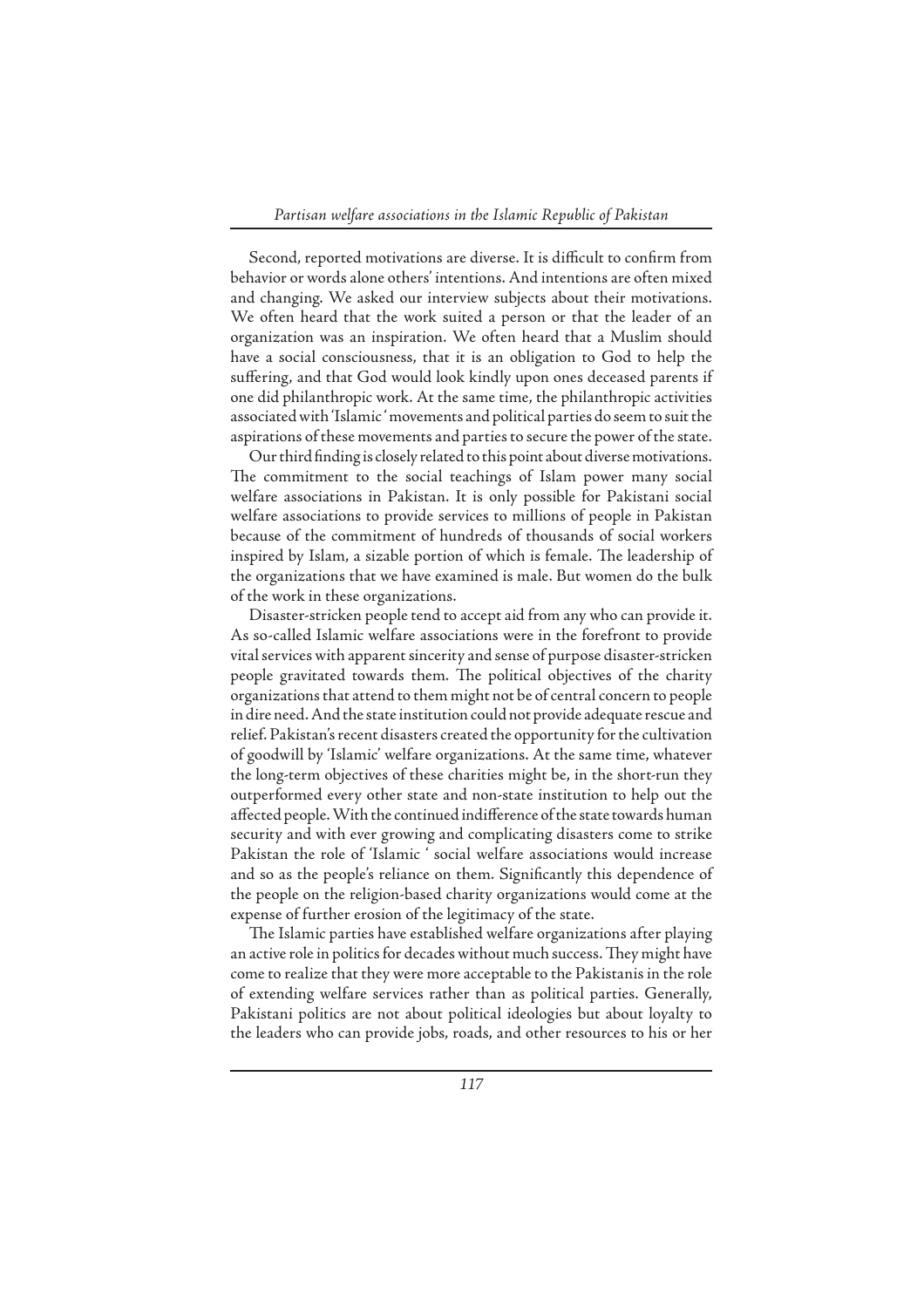Second, reported motivations are diverse. It is difficult to confirm from behavior or words alone others' intentions. And intentions are often mixed and changing. We asked our interview subjects about their motivations. We often heard that the work suited a person or that the leader of an organization was an inspiration. We often heard that a Muslim should have a social consciousness, that it is an obligation to God to help the suffering, and that God would look kindly upon ones deceased parents if one did philanthropic work. At the same time, the philanthropic activities associated with 'Islamic ' movements and political parties do seem to suit the aspirations of these movements and parties to secure the power of the state.

Our third finding is closely related to this point about diverse motivations. The commitment to the social teachings of Islam power many social welfare associations in Pakistan. It is only possible for Pakistani social welfare associations to provide services to millions of people in Pakistan because of the commitment of hundreds of thousands of social workers inspired by Islam, a sizable portion of which is female. The leadership of the organizations that we have examined is male. But women do the bulk of the work in these organizations.

Disaster-stricken people tend to accept aid from any who can provide it. As so-called Islamic welfare associations were in the forefront to provide vital services with apparent sincerity and sense of purpose disaster-stricken people gravitated towards them. The political objectives of the charity organizations that attend to them might not be of central concern to people in dire need. And the state institution could not provide adequate rescue and relief. Pakistan's recent disasters created the opportunity for the cultivation of goodwill by 'Islamic' welfare organizations. At the same time, whatever the long-term objectives of these charities might be, in the short-run they outperformed every other state and non-state institution to help out the affected people. With the continued indifference of the state towards human security and with ever growing and complicating disasters come to strike Pakistan the role of 'Islamic ' social welfare associations would increase and so as the people's reliance on them. Significantly this dependence of the people on the religion-based charity organizations would come at the expense of further erosion of the legitimacy of the state.

The Islamic parties have established welfare organizations after playing an active role in politics for decades without much success. They might have come to realize that they were more acceptable to the Pakistanis in the role of extending welfare services rather than as political parties. Generally, Pakistani politics are not about political ideologies but about loyalty to the leaders who can provide jobs, roads, and other resources to his or her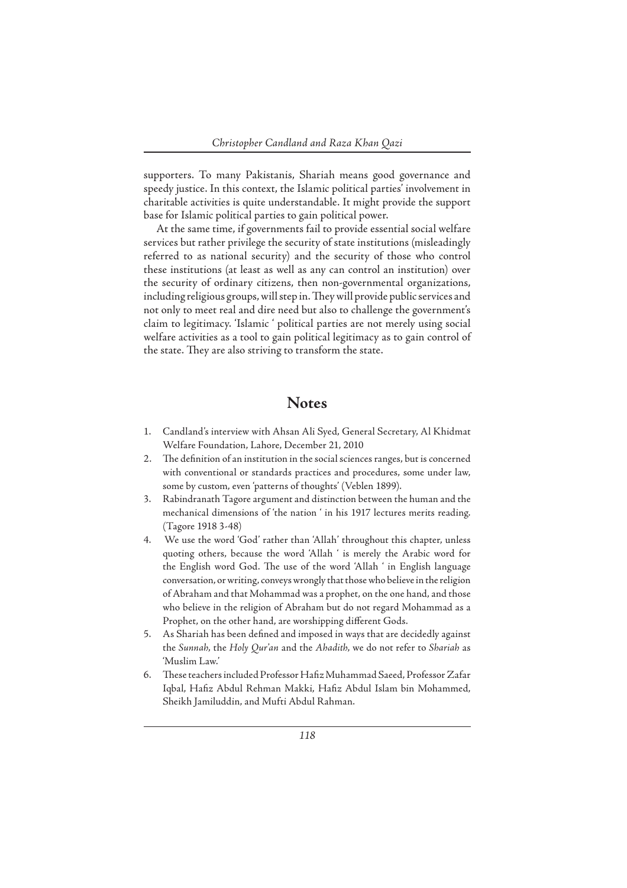supporters. To many Pakistanis, Shariah means good governance and speedy justice. In this context, the Islamic political parties' involvement in charitable activities is quite understandable. It might provide the support base for Islamic political parties to gain political power.

At the same time, if governments fail to provide essential social welfare services but rather privilege the security of state institutions (misleadingly referred to as national security) and the security of those who control these institutions (at least as well as any can control an institution) over the security of ordinary citizens, then non-governmental organizations, including religious groups, will step in. They will provide public services and not only to meet real and dire need but also to challenge the government's claim to legitimacy. 'Islamic ' political parties are not merely using social welfare activities as a tool to gain political legitimacy as to gain control of the state. They are also striving to transform the state.

## Notes

1. Candland's interview with Ahsan Ali Syed, General Secretary, Al Khidmat Welfare Foundation, Lahore, December 21, 2010
2. The definition of an institution in the social sciences ranges, but is concerned with conventional or standards practices and procedures, some under law, some by custom, even 'patterns of thoughts' (Veblen 1899).
3. Rabindranath Tagore argument and distinction between the human and the mechanical dimensions of 'the nation ' in his 1917 lectures merits reading. (Tagore 1918 3-48)
4. We use the word 'God' rather than 'Allah' throughout this chapter, unless quoting others, because the word 'Allah ' is merely the Arabic word for the English word God. The use of the word 'Allah ' in English language conversation, or writing, conveys wrongly that those who believe in the religion of Abraham and that Mohammad was a prophet, on the one hand, and those who believe in the religion of Abraham but do not regard Mohammad as a Prophet, on the other hand, are worshipping different Gods.
5. As Shariah has been defined and imposed in ways that are decidedly against the *Sunnah*, the *Holy Qur'an* and the *Ahadith*, we do not refer to *Shariah* as 'Muslim Law.'
6. These teachers included Professor Hafiz Muhammad Saeed, Professor Zafar Iqbal, Hafiz Abdul Rehman Makki, Hafiz Abdul Islam bin Mohammed, Sheikh Jamiluddin, and Mufti Abdul Rahman.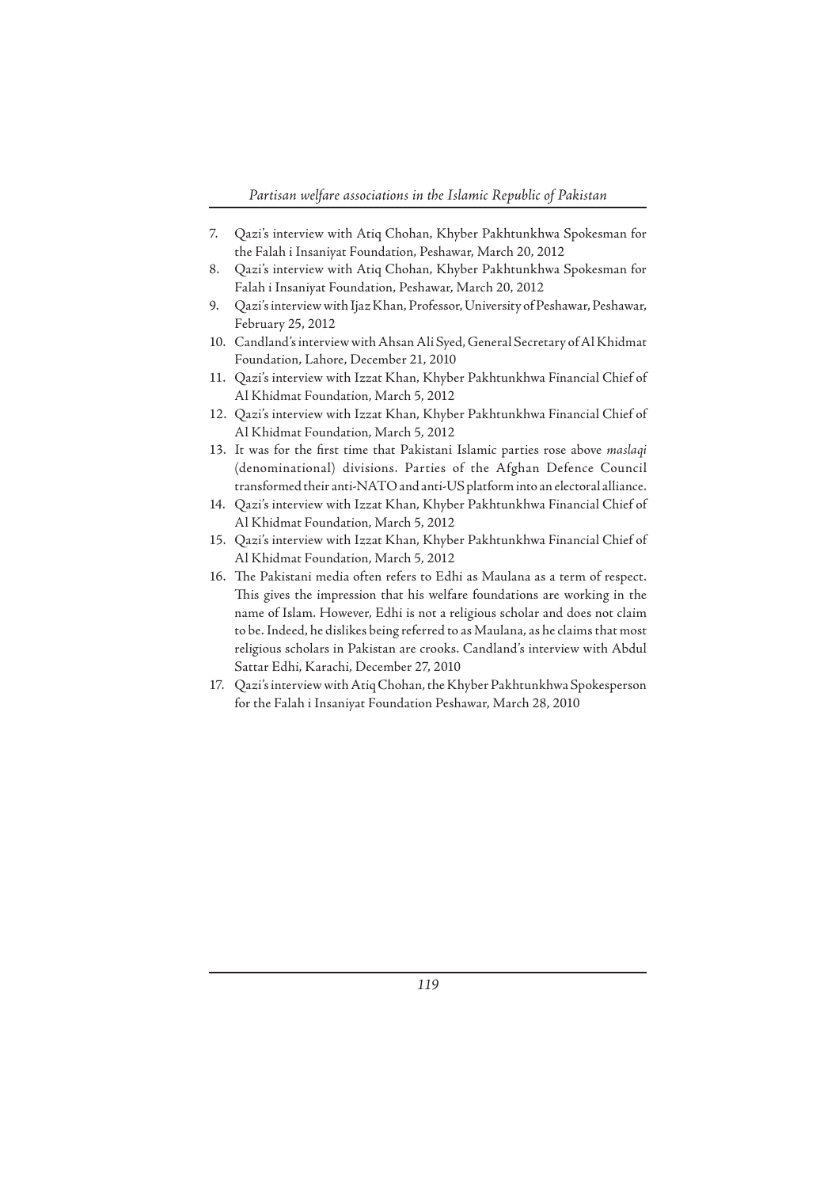7. Qazi's interview with Atiq Chohan, Khyber Pakhtunkhwa Spokesman for the Falah i Insaniyat Foundation, Peshawar, March 20, 2012
8. Qazi's interview with Atiq Chohan, Khyber Pakhtunkhwa Spokesman for Falah i Insaniyat Foundation, Peshawar, March 20, 2012
9. Qazi's interview with Ijaz Khan, Professor, University of Peshawar, Peshawar, February 25, 2012
10. Candland's interview with Ahsan Ali Syed, General Secretary of Al Khidmat Foundation, Lahore, December 21, 2010
11. Qazi's interview with Izzat Khan, Khyber Pakhtunkhwa Financial Chief of Al Khidmat Foundation, March 5, 2012
12. Qazi's interview with Izzat Khan, Khyber Pakhtunkhwa Financial Chief of Al Khidmat Foundation, March 5, 2012
13. It was for the first time that Pakistani Islamic parties rose above *maslaqi* (denominational) divisions. Parties of the Afghan Defence Council transformed their anti-NATO and anti-US platform into an electoral alliance.
14. Qazi's interview with Izzat Khan, Khyber Pakhtunkhwa Financial Chief of Al Khidmat Foundation, March 5, 2012
15. Qazi's interview with Izzat Khan, Khyber Pakhtunkhwa Financial Chief of Al Khidmat Foundation, March 5, 2012
16. The Pakistani media often refers to Edhi as Maulana as a term of respect. This gives the impression that his welfare foundations are working in the name of Islam. However, Edhi is not a religious scholar and does not claim to be. Indeed, he dislikes being referred to as Maulana, as he claims that most religious scholars in Pakistan are crooks. Candland's interview with Abdul Sattar Edhi, Karachi, December 27, 2010
17. Qazi's interview with Atiq Chohan, the Khyber Pakhtunkhwa Spokesperson for the Falah i Insaniyat Foundation Peshawar, March 28, 2010